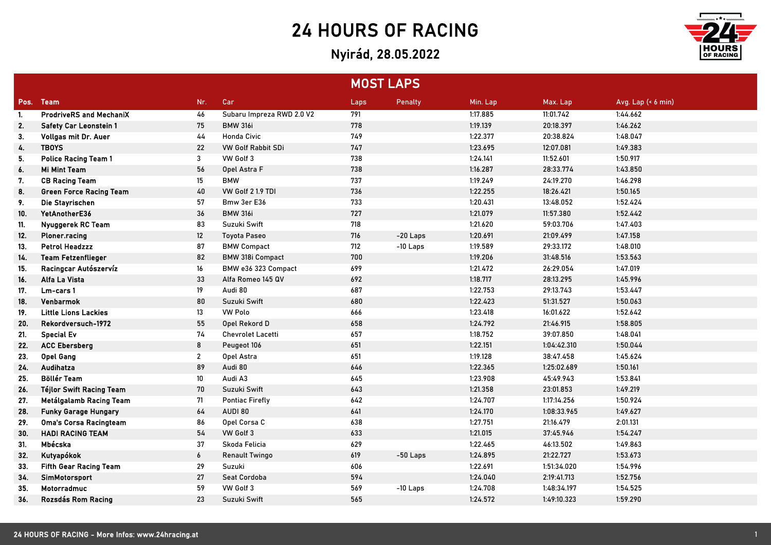# 24 HOURS OF RACING

## Nyirád, 28.05.2022

### MOST LAPS

| Pos. | Team | Nr. | Car | Laps | Penalty | Min. Lap | Max. Lap | Avg. Lap (< 6 min) |
|---|---|---|---|---|---|---|---|---|
| 1. | ProdriveRS and MechaniX | 46 | Subaru Impreza RWD 2.0 V2 | 791 | | 1:17.885 | 11:01.742 | 1:44.662 |
| 2. | Safety Car Leonstein 1 | 75 | BMW 316i | 778 | | 1:19.139 | 20:18.397 | 1:46.262 |
| 3. | Vollgas mit Dr. Auer | 44 | Honda Civic | 749 | | 1:22.377 | 20:38.824 | 1:48.047 |
| 4. | TBOYS | 22 | VW Golf Rabbit SDi | 747 | | 1:23.695 | 12:07.081 | 1:49.383 |
| 5. | Police Racing Team 1 | 3 | VW Golf 3 | 738 | | 1:24.141 | 11:52.601 | 1:50.917 |
| 6. | Mi Mint Team | 56 | Opel Astra F | 738 | | 1:16.287 | 28:33.774 | 1:43.850 |
| 7. | CB Racing Team | 15 | BMW | 737 | | 1:19.249 | 24:19.270 | 1:46.298 |
| 8. | Green Force Racing Team | 40 | VW Golf 2 1.9 TDI | 736 | | 1:22.255 | 18:26.421 | 1:50.165 |
| 9. | Die Stayrischen | 57 | Bmw 3er E36 | 733 | | 1:20.431 | 13:48.052 | 1:52.424 |
| 10. | YetAnotherE36 | 36 | BMW 316i | 727 | | 1:21.079 | 11:57.380 | 1:52.442 |
| 11. | Nyuggerek RC Team | 83 | Suzuki Swift | 718 | | 1:21.620 | 59:03.706 | 1:47.403 |
| 12. | Ploner.racing | 12 | Toyota Paseo | 716 | -20 Laps | 1:20.691 | 21:09.499 | 1:47.158 |
| 13. | Petrol Headzzz | 87 | BMW Compact | 712 | -10 Laps | 1:19.589 | 29:33.172 | 1:48.010 |
| 14. | Team Fetzenflieger | 82 | BMW 318i Compact | 700 | | 1:19.206 | 31:48.516 | 1:53.563 |
| 15. | Racingcar Autószervíz | 16 | BMW e36 323 Compact | 699 | | 1:21.472 | 26:29.054 | 1:47.019 |
| 16. | Alfa La Vista | 33 | Alfa Romeo 145 QV | 692 | | 1:18.717 | 28:13.295 | 1:45.996 |
| 17. | Lm-cars 1 | 19 | Audi 80 | 687 | | 1:22.753 | 29:13.743 | 1:53.447 |
| 18. | Venbarmok | 80 | Suzuki Swift | 680 | | 1:22.423 | 51:31.527 | 1:50.063 |
| 19. | Little Lions Lackies | 13 | VW Polo | 666 | | 1:23.418 | 16:01.622 | 1:52.642 |
| 20. | Rekordversuch-1972 | 55 | Opel Rekord D | 658 | | 1:24.792 | 21:46.915 | 1:58.805 |
| 21. | Special Ev | 74 | Chevrolet Lacetti | 657 | | 1:18.752 | 39:07.850 | 1:48.041 |
| 22. | ACC Ebersberg | 8 | Peugeot 106 | 651 | | 1:22.151 | 1:04:42.310 | 1:50.044 |
| 23. | Opel Gang | 2 | Opel Astra | 651 | | 1:19.128 | 38:47.458 | 1:45.624 |
| 24. | Audihatza | 89 | Audi 80 | 646 | | 1:22.365 | 1:25:02.689 | 1:50.161 |
| 25. | Böllér Team | 10 | Audi A3 | 645 | | 1:23.908 | 45:49.943 | 1:53.841 |
| 26. | Téjlor Swift Racing Team | 70 | Suzuki Swift | 643 | | 1:21.358 | 23:01.853 | 1:49.219 |
| 27. | Metálgalamb Racing Team | 71 | Pontiac Firefly | 642 | | 1:24.707 | 1:17:14.256 | 1:50.924 |
| 28. | Funky Garage Hungary | 64 | AUDI 80 | 641 | | 1:24.170 | 1:08:33.965 | 1:49.627 |
| 29. | Oma's Corsa Racingteam | 86 | Opel Corsa C | 638 | | 1:27.751 | 21:16.479 | 2:01.131 |
| 30. | HADI RACING TEAM | 54 | VW Golf 3 | 633 | | 1:21.015 | 37:45.946 | 1:54.247 |
| 31. | Mbécska | 37 | Skoda Felicia | 629 | | 1:22.465 | 46:13.502 | 1:49.863 |
| 32. | Kutyapókok | 6 | Renault Twingo | 619 | -50 Laps | 1:24.895 | 21:22.727 | 1:53.673 |
| 33. | Fifth Gear Racing Team | 29 | Suzuki | 606 | | 1:22.691 | 1:51:34.020 | 1:54.996 |
| 34. | SimMotorsport | 27 | Seat Cordoba | 594 | | 1:24.040 | 2:19:41.713 | 1:52.756 |
| 35. | Motorradmuc | 59 | VW Golf 3 | 569 | -10 Laps | 1:24.708 | 1:48:34.197 | 1:54.525 |
| 36. | Rozsdás Rom Racing | 23 | Suzuki Swift | 565 | | 1:24.572 | 1:49:10.323 | 1:59.290 |

24 HOURS OF RACING - More Infos: www.24hracing.at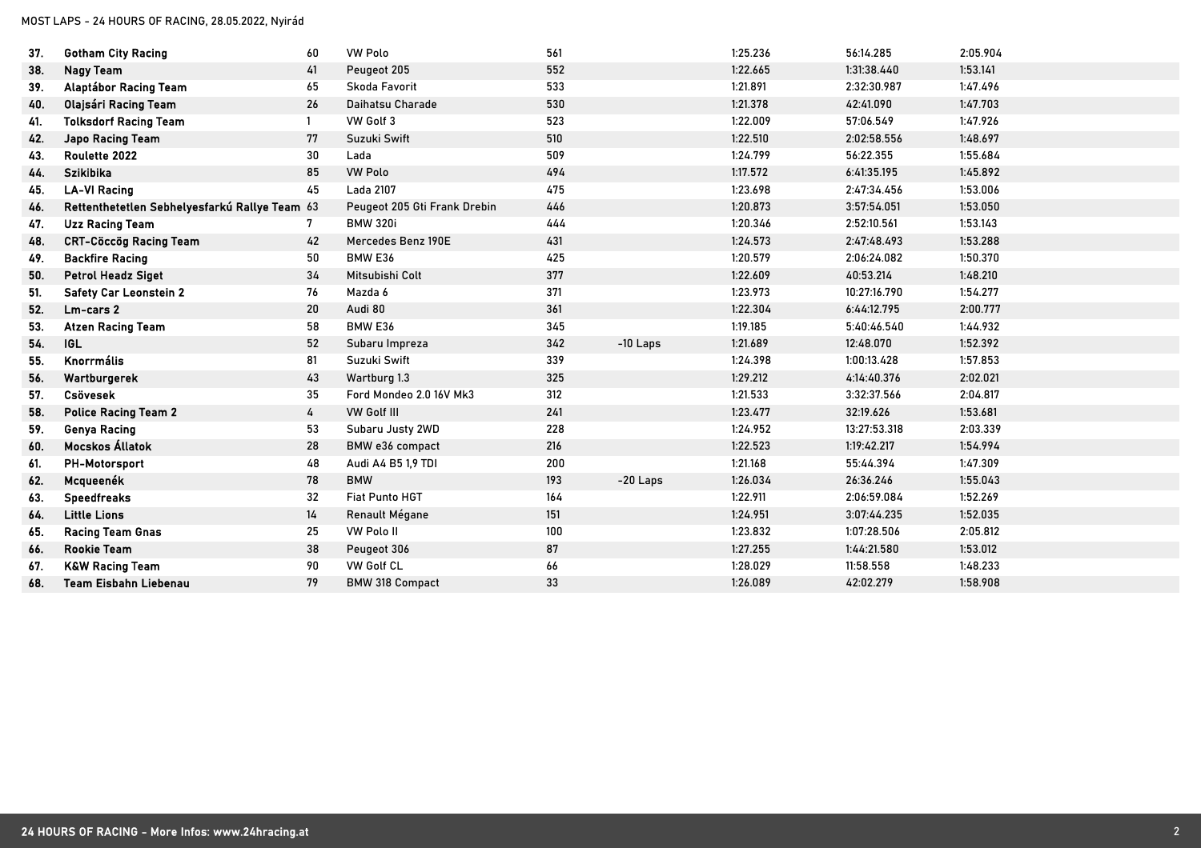MOST LAPS - 24 HOURS OF RACING, 28.05.2022, Nyirád

| | | | | | | | | |
|---|---|---|---|---|---|---|---|---|
| 37. | Gotham City Racing | 60 | VW Polo | 561 | | 1:25.236 | 56:14.285 | 2:05.904 |
| 38. | Nagy Team | 41 | Peugeot 205 | 552 | | 1:22.665 | 1:31:38.440 | 1:53.141 |
| 39. | Alaptábor Racing Team | 65 | Skoda Favorit | 533 | | 1:21.891 | 2:32:30.987 | 1:47.496 |
| 40. | Olajsári Racing Team | 26 | Daihatsu Charade | 530 | | 1:21.378 | 42:41.090 | 1:47.703 |
| 41. | Tolksdorf Racing Team | 1 | VW Golf 3 | 523 | | 1:22.009 | 57:06.549 | 1:47.926 |
| 42. | Japo Racing Team | 77 | Suzuki Swift | 510 | | 1:22.510 | 2:02:58.556 | 1:48.697 |
| 43. | Roulette 2022 | 30 | Lada | 509 | | 1:24.799 | 56:22.355 | 1:55.684 |
| 44. | Szikibika | 85 | VW Polo | 494 | | 1:17.572 | 6:41:35.195 | 1:45.892 |
| 45. | LA-VI Racing | 45 | Lada 2107 | 475 | | 1:23.698 | 2:47:34.456 | 1:53.006 |
| 46. | Rettenthetetlen Sebhelyesfarkú Rallye Team | 63 | Peugeot 205 Gti Frank Drebin | 446 | | 1:20.873 | 3:57:54.051 | 1:53.050 |
| 47. | Uzz Racing Team | 7 | BMW 320i | 444 | | 1:20.346 | 2:52:10.561 | 1:53.143 |
| 48. | CRT-Cöccög Racing Team | 42 | Mercedes Benz 190E | 431 | | 1:24.573 | 2:47:48.493 | 1:53.288 |
| 49. | Backfire Racing | 50 | BMW E36 | 425 | | 1:20.579 | 2:06:24.082 | 1:50.370 |
| 50. | Petrol Headz Siget | 34 | Mitsubishi Colt | 377 | | 1:22.609 | 40:53.214 | 1:48.210 |
| 51. | Safety Car Leonstein 2 | 76 | Mazda 6 | 371 | | 1:23.973 | 10:27:16.790 | 1:54.277 |
| 52. | Lm-cars 2 | 20 | Audi 80 | 361 | | 1:22.304 | 6:44:12.795 | 2:00.777 |
| 53. | Atzen Racing Team | 58 | BMW E36 | 345 | | 1:19.185 | 5:40:46.540 | 1:44.932 |
| 54. | IGL | 52 | Subaru Impreza | 342 | -10 Laps | 1:21.689 | 12:48.070 | 1:52.392 |
| 55. | Knorrmális | 81 | Suzuki Swift | 339 | | 1:24.398 | 1:00:13.428 | 1:57.853 |
| 56. | Wartburgerek | 43 | Wartburg 1.3 | 325 | | 1:29.212 | 4:14:40.376 | 2:02.021 |
| 57. | Csövesek | 35 | Ford Mondeo 2.0 16V Mk3 | 312 | | 1:21.533 | 3:32:37.566 | 2:04.817 |
| 58. | Police Racing Team 2 | 4 | VW Golf III | 241 | | 1:23.477 | 32:19.626 | 1:53.681 |
| 59. | Genya Racing | 53 | Subaru Justy 2WD | 228 | | 1:24.952 | 13:27:53.318 | 2:03.339 |
| 60. | Mocskos Állatok | 28 | BMW e36 compact | 216 | | 1:22.523 | 1:19:42.217 | 1:54.994 |
| 61. | PH-Motorsport | 48 | Audi A4 B5 1,9 TDI | 200 | | 1:21.168 | 55:44.394 | 1:47.309 |
| 62. | Mcqueenék | 78 | BMW | 193 | -20 Laps | 1:26.034 | 26:36.246 | 1:55.043 |
| 63. | Speedfreaks | 32 | Fiat Punto HGT | 164 | | 1:22.911 | 2:06:59.084 | 1:52.269 |
| 64. | Little Lions | 14 | Renault Mégane | 151 | | 1:24.951 | 3:07:44.235 | 1:52.035 |
| 65. | Racing Team Gnas | 25 | VW Polo II | 100 | | 1:23.832 | 1:07:28.506 | 2:05.812 |
| 66. | Rookie Team | 38 | Peugeot 306 | 87 | | 1:27.255 | 1:44:21.580 | 1:53.012 |
| 67. | K&W Racing Team | 90 | VW Golf CL | 66 | | 1:28.029 | 11:58.558 | 1:48.233 |
| 68. | Team Eisbahn Liebenau | 79 | BMW 318 Compact | 33 | | 1:26.089 | 42:02.279 | 1:58.908 |